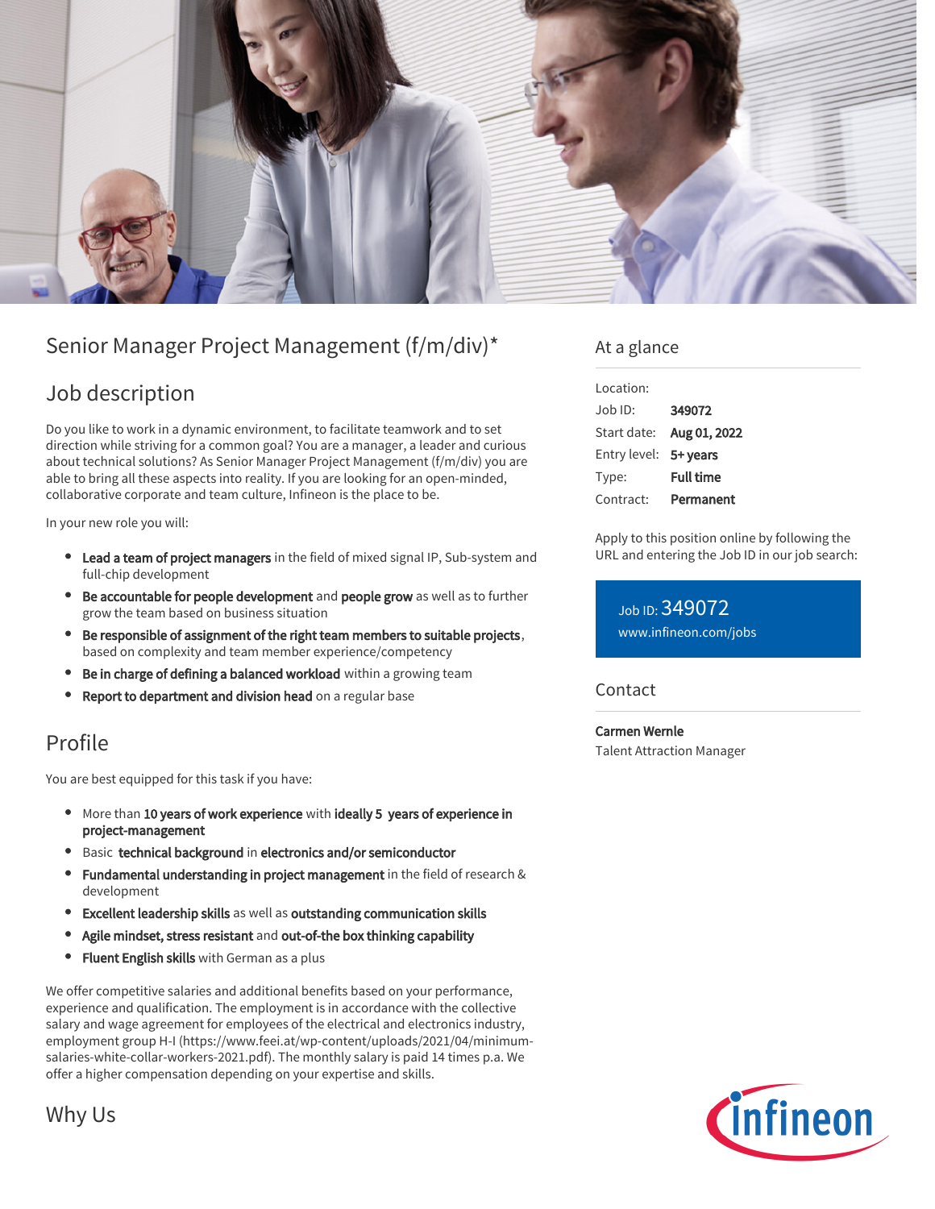# Senior Manager Project Management (f/m/div)*

## Job description

Do you like to work in a dynamic environment, to facilitate teamwork and to set direction while striving for a common goal? You are a manager, a leader and curious about technical solutions? As Senior Manager Project Management (f/m/div) you are able to bring all these aspects into reality. If you are looking for an open-minded, collaborative corporate and team culture, Infineon is the place to be.

In your new role you will:

- **Lead a team of project managers** in the field of mixed signal IP, Sub-system and full-chip development
- **Be accountable for people development** and **people grow** as well as to further grow the team based on business situation
- **Be responsible of assignment of the right team members to suitable projects**, based on complexity and team member experience/competency
- **Be in charge of defining a balanced workload** within a growing team
- **Report to department and division head** on a regular base

## Profile

You are best equipped for this task if you have:

- More than **10 years of work experience** with **ideally 5 years of experience in project-management**
- Basic **technical background** in **electronics and/or semiconductor**
- **Fundamental understanding in project management** in the field of research & development
- **Excellent leadership skills** as well as **outstanding communication skills**
- **Agile mindset, stress resistant** and **out-of-the box thinking capability**
- **Fluent English skills** with German as a plus

We offer competitive salaries and additional benefits based on your performance, experience and qualification. The employment is in accordance with the collective salary and wage agreement for employees of the electrical and electronics industry, employment group H-I (https://www.feei.at/wp-content/uploads/2021/04/minimum-salaries-white-collar-workers-2021.pdf). The monthly salary is paid 14 times p.a. We offer a higher compensation depending on your expertise and skills.

## Why Us

## At a glance

| | |
|---|---|
| Location: | |
| Job ID: | **349072** |
| Start date: | **Aug 01, 2022** |
| Entry level: | **5+ years** |
| Type: | **Full time** |
| Contract: | **Permanent** |

Apply to this position online by following the URL and entering the Job ID in our job search:

Job ID: 349072
www.infineon.com/jobs

## Contact

**Carmen Wernle**
Talent Attraction Manager

infineon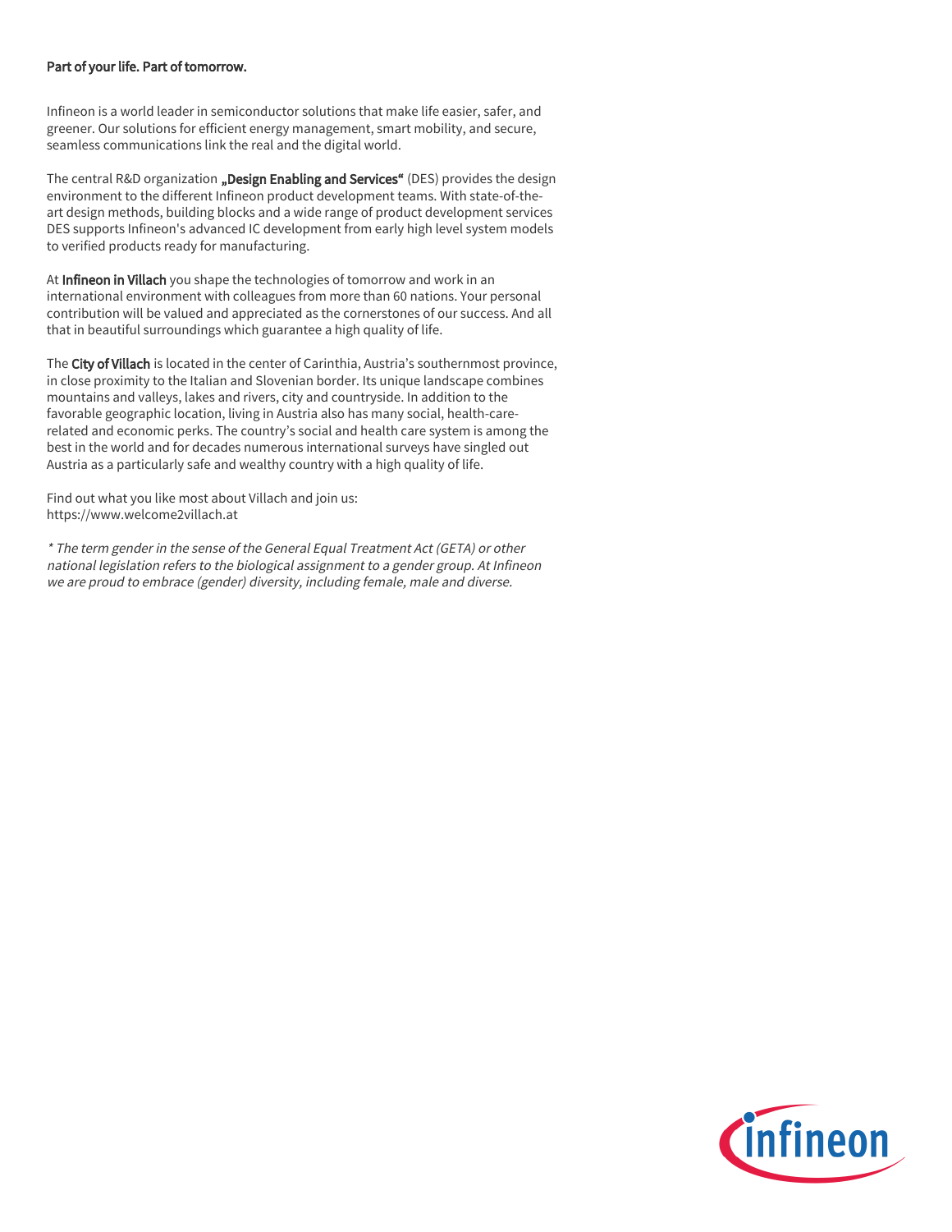**Part of your life. Part of tomorrow.**

Infineon is a world leader in semiconductor solutions that make life easier, safer, and greener. Our solutions for efficient energy management, smart mobility, and secure, seamless communications link the real and the digital world.

The central R&D organization **„Design Enabling and Services“** (DES) provides the design environment to the different Infineon product development teams. With state-of-the-art design methods, building blocks and a wide range of product development services DES supports Infineon's advanced IC development from early high level system models to verified products ready for manufacturing.

At **Infineon in Villach** you shape the technologies of tomorrow and work in an international environment with colleagues from more than 60 nations. Your personal contribution will be valued and appreciated as the cornerstones of our success. And all that in beautiful surroundings which guarantee a high quality of life.

The **City of Villach** is located in the center of Carinthia, Austria’s southernmost province, in close proximity to the Italian and Slovenian border. Its unique landscape combines mountains and valleys, lakes and rivers, city and countryside. In addition to the favorable geographic location, living in Austria also has many social, health-care-related and economic perks. The country’s social and health care system is among the best in the world and for decades numerous international surveys have singled out Austria as a particularly safe and wealthy country with a high quality of life.

Find out what you like most about Villach and join us:
https://www.welcome2villach.at

*\* The term gender in the sense of the General Equal Treatment Act (GETA) or other national legislation refers to the biological assignment to a gender group. At Infineon we are proud to embrace (gender) diversity, including female, male and diverse.*